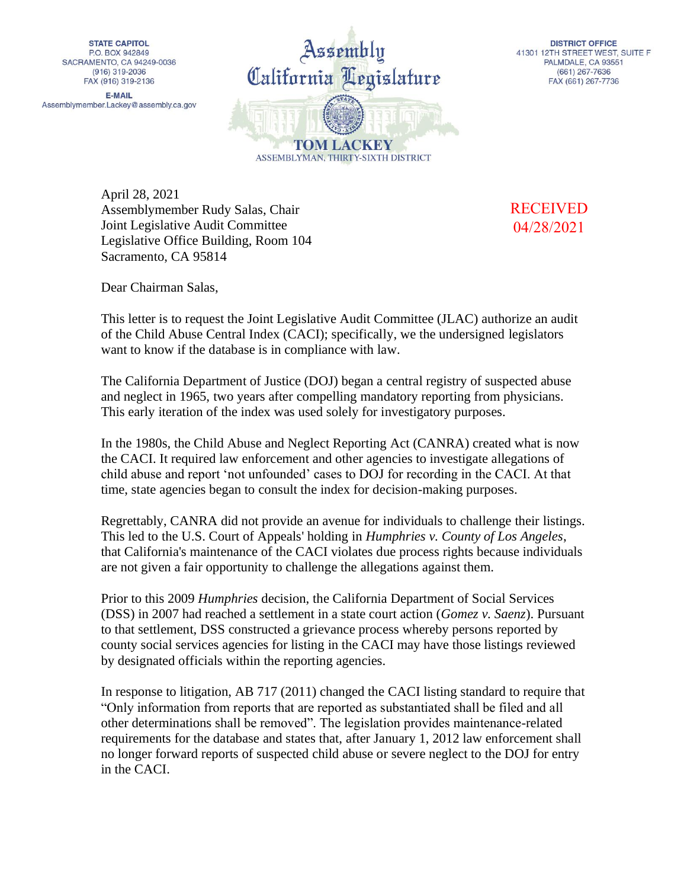**STATE CAPITOL**
P.O. BOX 942849
SACRAMENTO, CA 94249-0036
(916) 319-2036
FAX (916) 319-2136

**E-MAIL**
Assemblymember.Lackey@assembly.ca.gov

Assembly
California Legislature

**TOM LACKEY**
ASSEMBLYMAN, THIRTY-SIXTH DISTRICT

**DISTRICT OFFICE**
41301 12TH STREET WEST, SUITE F
PALMDALE, CA 93551
(661) 267-7636
FAX (661) 267-7736

RECEIVED
04/28/2021

April 28, 2021
Assemblymember Rudy Salas, Chair
Joint Legislative Audit Committee
Legislative Office Building, Room 104
Sacramento, CA 95814

Dear Chairman Salas,

This letter is to request the Joint Legislative Audit Committee (JLAC) authorize an audit of the Child Abuse Central Index (CACI); specifically, we the undersigned legislators want to know if the database is in compliance with law.

The California Department of Justice (DOJ) began a central registry of suspected abuse and neglect in 1965, two years after compelling mandatory reporting from physicians. This early iteration of the index was used solely for investigatory purposes.

In the 1980s, the Child Abuse and Neglect Reporting Act (CANRA) created what is now the CACI. It required law enforcement and other agencies to investigate allegations of child abuse and report 'not unfounded' cases to DOJ for recording in the CACI. At that time, state agencies began to consult the index for decision-making purposes.

Regrettably, CANRA did not provide an avenue for individuals to challenge their listings. This led to the U.S. Court of Appeals' holding in *Humphries v. County of Los Angeles*, that California's maintenance of the CACI violates due process rights because individuals are not given a fair opportunity to challenge the allegations against them.

Prior to this 2009 *Humphries* decision, the California Department of Social Services (DSS) in 2007 had reached a settlement in a state court action (*Gomez v. Saenz*). Pursuant to that settlement, DSS constructed a grievance process whereby persons reported by county social services agencies for listing in the CACI may have those listings reviewed by designated officials within the reporting agencies.

In response to litigation, AB 717 (2011) changed the CACI listing standard to require that "Only information from reports that are reported as substantiated shall be filed and all other determinations shall be removed". The legislation provides maintenance-related requirements for the database and states that, after January 1, 2012 law enforcement shall no longer forward reports of suspected child abuse or severe neglect to the DOJ for entry in the CACI.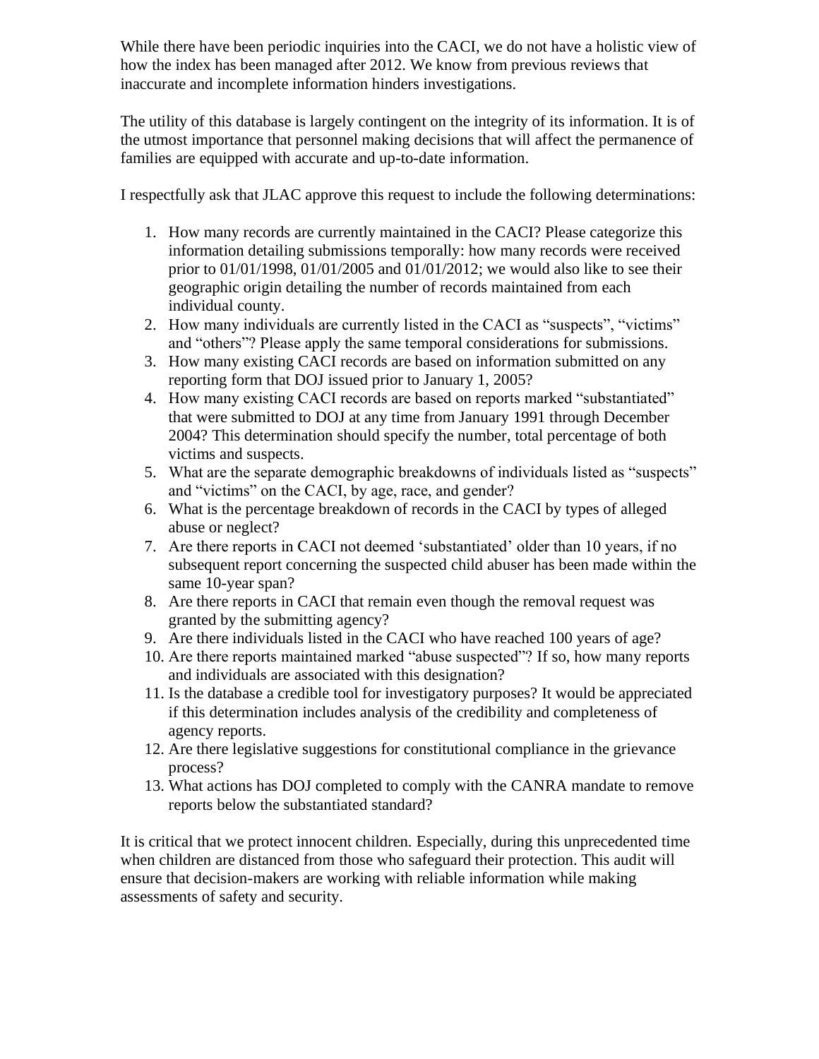While there have been periodic inquiries into the CACI, we do not have a holistic view of how the index has been managed after 2012. We know from previous reviews that inaccurate and incomplete information hinders investigations.

The utility of this database is largely contingent on the integrity of its information. It is of the utmost importance that personnel making decisions that will affect the permanence of families are equipped with accurate and up-to-date information.

I respectfully ask that JLAC approve this request to include the following determinations:

1. How many records are currently maintained in the CACI? Please categorize this information detailing submissions temporally: how many records were received prior to 01/01/1998, 01/01/2005 and 01/01/2012; we would also like to see their geographic origin detailing the number of records maintained from each individual county.
2. How many individuals are currently listed in the CACI as "suspects", "victims" and "others"? Please apply the same temporal considerations for submissions.
3. How many existing CACI records are based on information submitted on any reporting form that DOJ issued prior to January 1, 2005?
4. How many existing CACI records are based on reports marked "substantiated" that were submitted to DOJ at any time from January 1991 through December 2004? This determination should specify the number, total percentage of both victims and suspects.
5. What are the separate demographic breakdowns of individuals listed as "suspects" and "victims" on the CACI, by age, race, and gender?
6. What is the percentage breakdown of records in the CACI by types of alleged abuse or neglect?
7. Are there reports in CACI not deemed 'substantiated' older than 10 years, if no subsequent report concerning the suspected child abuser has been made within the same 10-year span?
8. Are there reports in CACI that remain even though the removal request was granted by the submitting agency?
9. Are there individuals listed in the CACI who have reached 100 years of age?
10. Are there reports maintained marked "abuse suspected"? If so, how many reports and individuals are associated with this designation?
11. Is the database a credible tool for investigatory purposes? It would be appreciated if this determination includes analysis of the credibility and completeness of agency reports.
12. Are there legislative suggestions for constitutional compliance in the grievance process?
13. What actions has DOJ completed to comply with the CANRA mandate to remove reports below the substantiated standard?

It is critical that we protect innocent children. Especially, during this unprecedented time when children are distanced from those who safeguard their protection. This audit will ensure that decision-makers are working with reliable information while making assessments of safety and security.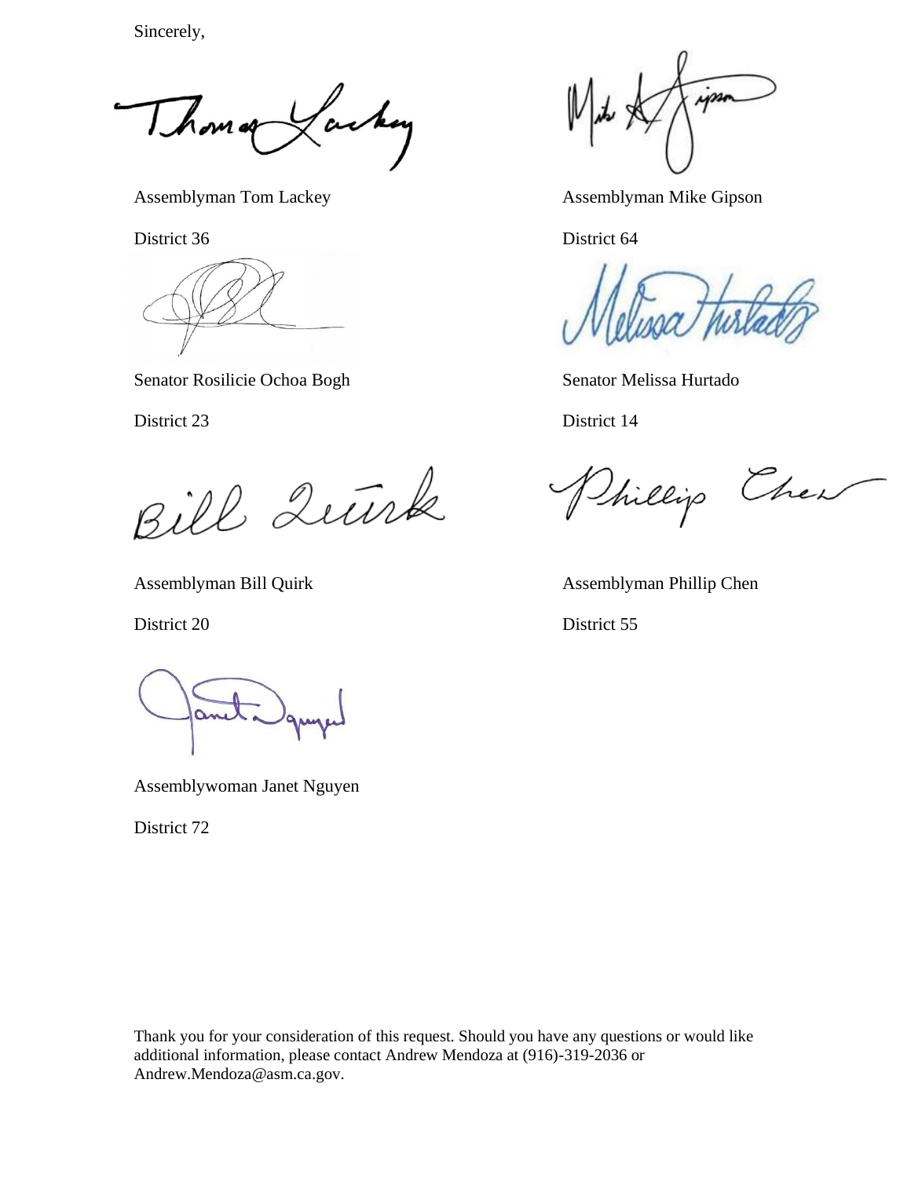Sincerely,

Assemblyman Tom Lackey

District 36

Assemblyman Mike Gipson

District 64

Senator Rosilicie Ochoa Bogh

District 23

Senator Melissa Hurtado

District 14

Assemblyman Bill Quirk

District 20

Assemblyman Phillip Chen

District 55

Assemblywoman Janet Nguyen

District 72

Thank you for your consideration of this request. Should you have any questions or would like additional information, please contact Andrew Mendoza at (916)-319-2036 or Andrew.Mendoza@asm.ca.gov.